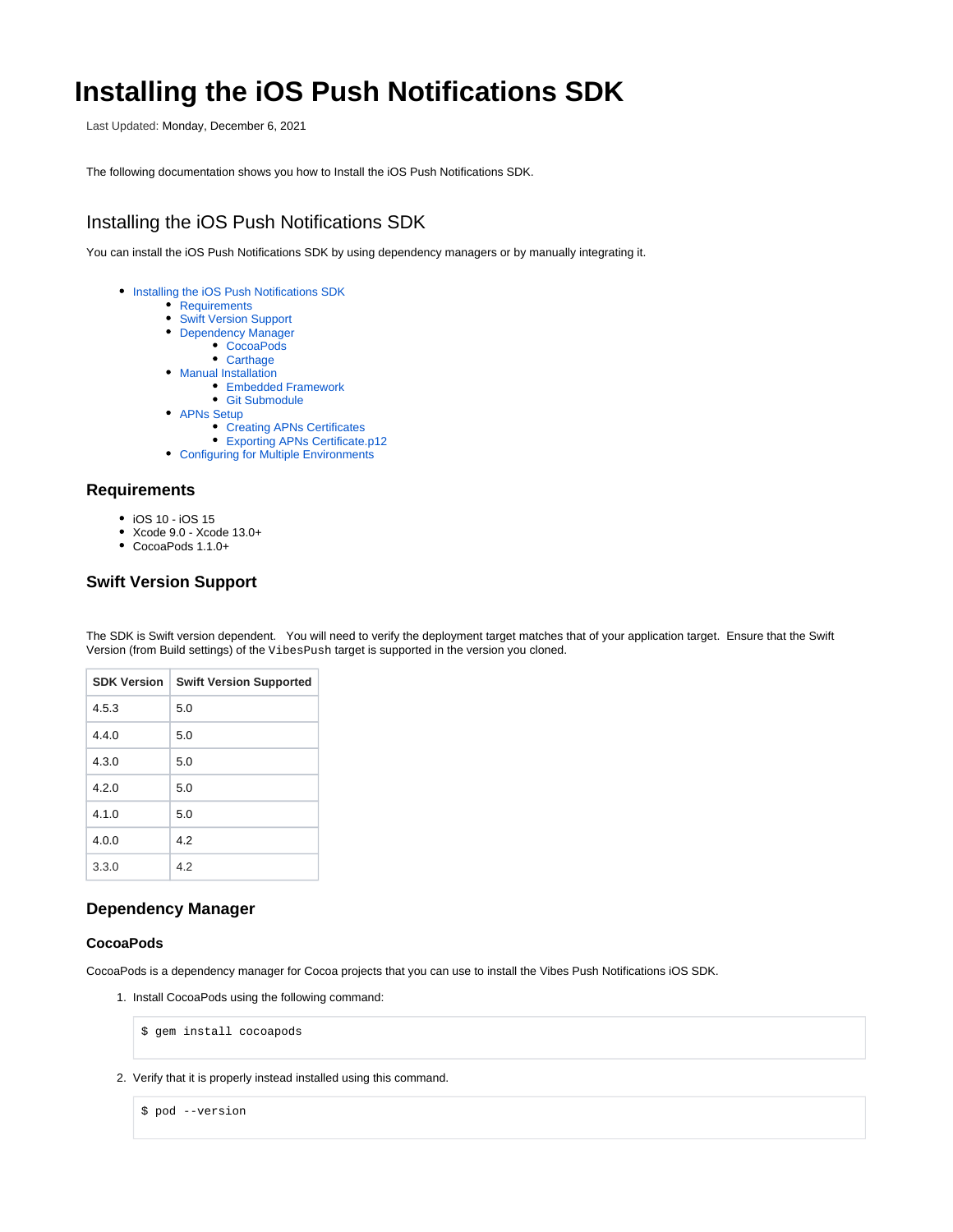# Installing the iOS Push Notifications SDK

Last Updated: Monday, December 6, 2021

The following documentation shows you how to Install the iOS Push Notifications SDK.

## Installing the iOS Push Notifications SDK

You can install the iOS Push Notifications SDK by using dependency managers or by manually integrating it.

- Installing the iOS Push Notifications SDK
  - Requirements
  - Swift Version Support
  - Dependency Manager
    - CocoaPods
    - Carthage
  - Manual Installation
    - Embedded Framework
    - Git Submodule
  - APNs Setup
    - Creating APNs Certificates
    - Exporting APNs Certificate.p12
  - Configuring for Multiple Environments

### Requirements

- iOS 10 - iOS 15
- Xcode 9.0 - Xcode 13.0+
- CocoaPods 1.1.0+

### Swift Version Support

The SDK is Swift version dependent.   You will need to verify the deployment target matches that of your application target.  Ensure that the Swift Version (from Build settings) of the `VibesPush` target is supported in the version you cloned.

| SDK Version | Swift Version Supported |
| --- | --- |
| 4.5.3 | 5.0 |
| 4.4.0 | 5.0 |
| 4.3.0 | 5.0 |
| 4.2.0 | 5.0 |
| 4.1.0 | 5.0 |
| 4.0.0 | 4.2 |
| 3.3.0 | 4.2 |

### Dependency Manager

#### CocoaPods

CocoaPods is a dependency manager for Cocoa projects that you can use to install the Vibes Push Notifications iOS SDK.

1. Install CocoaPods using the following command:

```
$ gem install cocoapods
```

2. Verify that it is properly instead installed using this command.

```
$ pod --version
```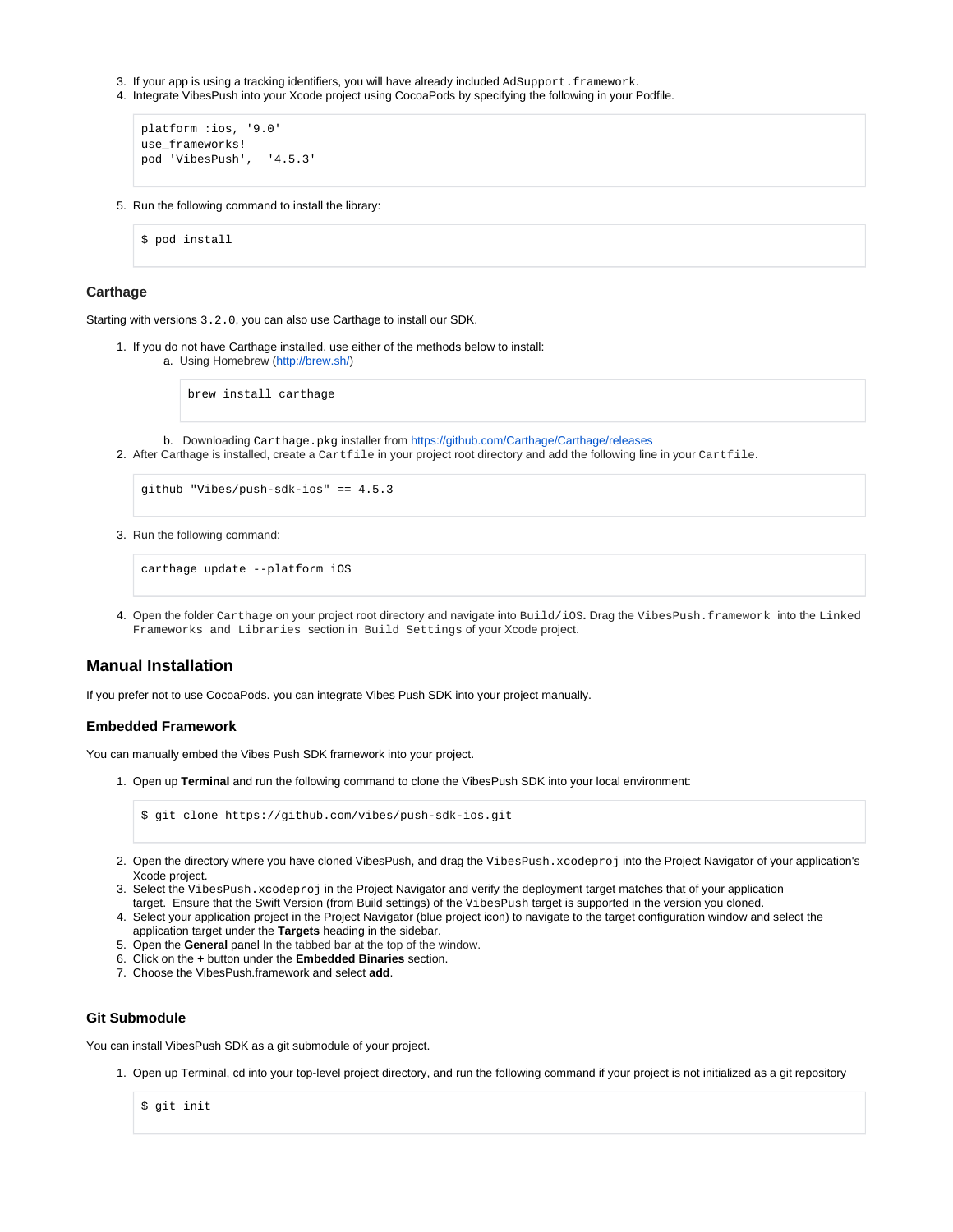3. If your app is using a tracking identifiers, you will have already included `AdSupport.framework`.
4. Integrate VibesPush into your Xcode project using CocoaPods by specifying the following in your Podfile.

```
platform :ios, '9.0'
use_frameworks!
pod 'VibesPush',  '4.5.3'
```

5. Run the following command to install the library:

```
$ pod install
```

### Carthage

Starting with versions `3.2.0`, you can also use Carthage to install our SDK.

1. If you do not have Carthage installed, use either of the methods below to install:
   a. Using Homebrew (http://brew.sh/)

   ```
   brew install carthage
   ```

   b. Downloading `Carthage.pkg` installer from https://github.com/Carthage/Carthage/releases
2. After Carthage is installed, create a `Cartfile` in your project root directory and add the following line in your `Cartfile`.

```
github "Vibes/push-sdk-ios" == 4.5.3
```

3. Run the following command:

```
carthage update --platform iOS
```

4. Open the folder `Carthage` on your project root directory and navigate into `Build/iOS`. Drag the `VibesPush.framework` into the `Linked Frameworks and Libraries` section in `Build Settings` of your Xcode project.

## Manual Installation

If you prefer not to use CocoaPods. you can integrate Vibes Push SDK into your project manually.

### Embedded Framework

You can manually embed the Vibes Push SDK framework into your project.

1. Open up **Terminal** and run the following command to clone the VibesPush SDK into your local environment:

```
$ git clone https://github.com/vibes/push-sdk-ios.git
```

2. Open the directory where you have cloned VibesPush, and drag the `VibesPush.xcodeproj` into the Project Navigator of your application's Xcode project.
3. Select the `VibesPush.xcodeproj` in the Project Navigator and verify the deployment target matches that of your application target.  Ensure that the Swift Version (from Build settings) of the `VibesPush` target is supported in the version you cloned.
4. Select your application project in the Project Navigator (blue project icon) to navigate to the target configuration window and select the application target under the **Targets** heading in the sidebar.
5. Open the **General** panel In the tabbed bar at the top of the window.
6. Click on the **+** button under the **Embedded Binaries** section.
7. Choose the VibesPush.framework and select **add**.

### Git Submodule

You can install VibesPush SDK as a git submodule of your project.

1. Open up Terminal, cd into your top-level project directory, and run the following command if your project is not initialized as a git repository

```
$ git init
```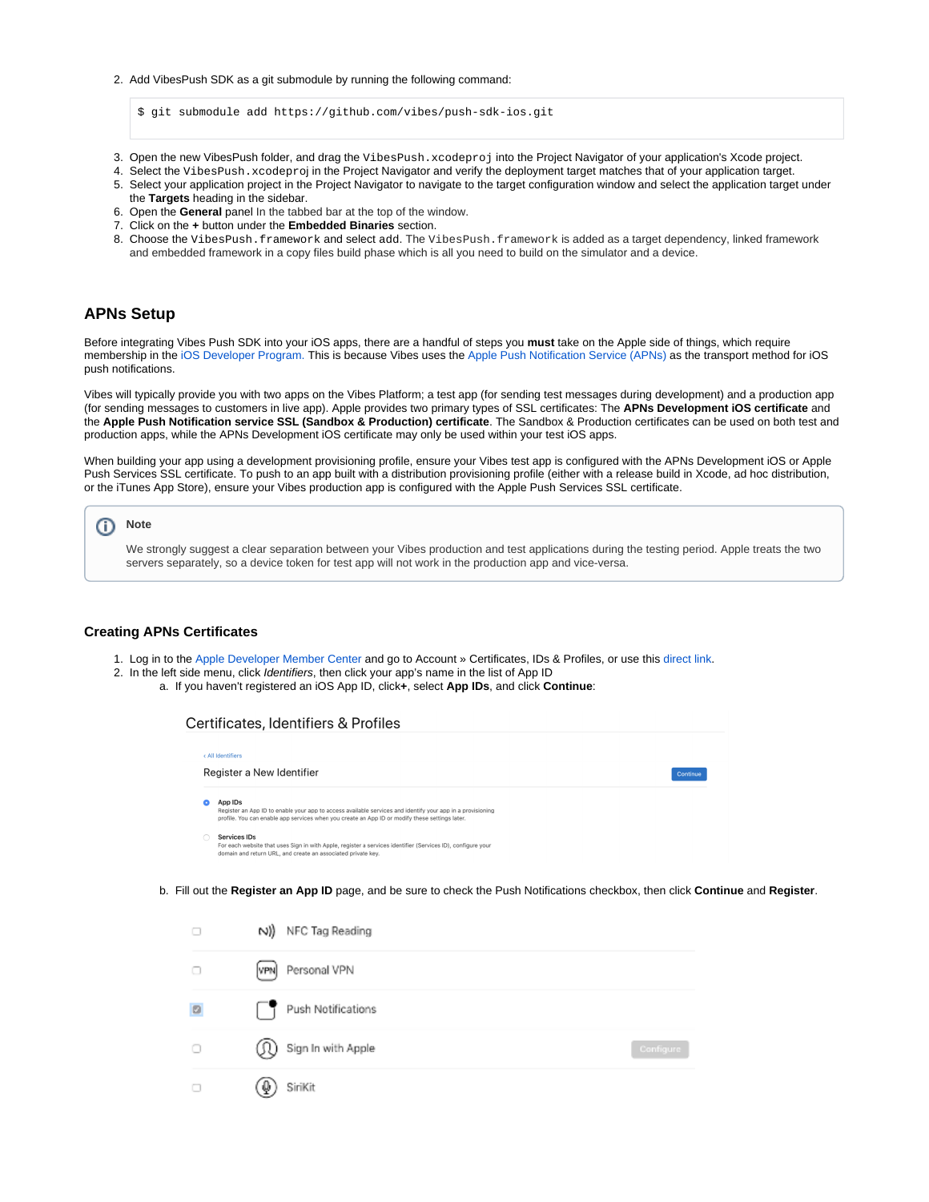2. Add VibesPush SDK as a git submodule by running the following command:

```
$ git submodule add https://github.com/vibes/push-sdk-ios.git
```

3. Open the new VibesPush folder, and drag the `VibesPush.xcodeproj` into the Project Navigator of your application's Xcode project.
4. Select the `VibesPush.xcodeproj` in the Project Navigator and verify the deployment target matches that of your application target.
5. Select your application project in the Project Navigator to navigate to the target configuration window and select the application target under the **Targets** heading in the sidebar.
6. Open the **General** panel In the tabbed bar at the top of the window.
7. Click on the **+** button under the **Embedded Binaries** section.
8. Choose the `VibesPush.framework` and select add. The `VibesPush.framework` is added as a target dependency, linked framework and embedded framework in a copy files build phase which is all you need to build on the simulator and a device.

## APNs Setup

Before integrating Vibes Push SDK into your iOS apps, there are a handful of steps you **must** take on the Apple side of things, which require membership in the iOS Developer Program. This is because Vibes uses the Apple Push Notification Service (APNs) as the transport method for iOS push notifications.

Vibes will typically provide you with two apps on the Vibes Platform; a test app (for sending test messages during development) and a production app (for sending messages to customers in live app). Apple provides two primary types of SSL certificates: The **APNs Development iOS certificate** and the **Apple Push Notification service SSL (Sandbox & Production) certificate**. The Sandbox & Production certificates can be used on both test and production apps, while the APNs Development iOS certificate may only be used within your test iOS apps.

When building your app using a development provisioning profile, ensure your Vibes test app is configured with the APNs Development iOS or Apple Push Services SSL certificate. To push to an app built with a distribution provisioning profile (either with a release build in Xcode, ad hoc distribution, or the iTunes App Store), ensure your Vibes production app is configured with the Apple Push Services SSL certificate.

> **Note**
>
> We strongly suggest a clear separation between your Vibes production and test applications during the testing period. Apple treats the two servers separately, so a device token for test app will not work in the production app and vice-versa.

### Creating APNs Certificates

1. Log in to the Apple Developer Member Center and go to Account » Certificates, IDs & Profiles, or use this direct link.
2. In the left side menu, click *Identifiers*, then click your app's name in the list of App ID
   a. If you haven't registered an iOS App ID, click**+**, select **App IDs**, and click **Continue**:

   Certificates, Identifiers & Profiles

   ‹ All Identifiers

   Register a New Identifier — Continue

   - App IDs: Register an App ID to enable your app to access available services and identify your app in a provisioning profile. You can enable app services when you create an App ID or modify these settings later.
   - Services IDs: For each website that uses Sign in with Apple, register a services identifier (Services ID), configure your domain and return URL, and create an associated private key.

   b. Fill out the **Register an App ID** page, and be sure to check the Push Notifications checkbox, then click **Continue** and **Register**.

   - [ ] NFC Tag Reading
   - [ ] Personal VPN
   - [x] Push Notifications
   - [ ] Sign In with Apple — Configure
   - [ ] SiriKit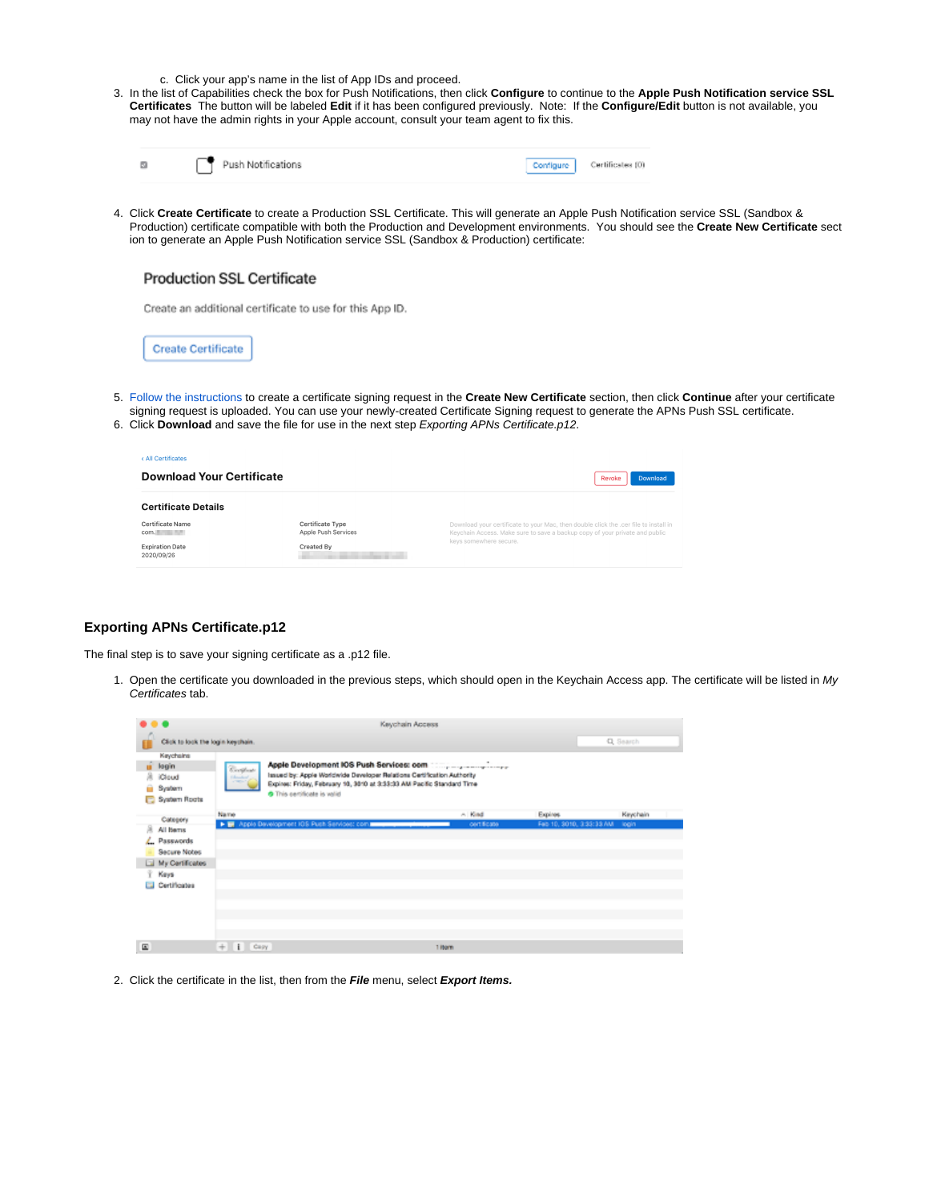c. Click your app's name in the list of App IDs and proceed.

3. In the list of Capabilities check the box for Push Notifications, then click **Configure** to continue to the **Apple Push Notification service SSL Certificates** The button will be labeled **Edit** if it has been configured previously. Note: If the **Configure/Edit** button is not available, you may not have the admin rights in your Apple account, consult your team agent to fix this.

4. Click **Create Certificate** to create a Production SSL Certificate. This will generate an Apple Push Notification service SSL (Sandbox & Production) certificate compatible with both the Production and Development environments. You should see the **Create New Certificate** sect ion to generate an Apple Push Notification service SSL (Sandbox & Production) certificate:

5. Follow the instructions to create a certificate signing request in the **Create New Certificate** section, then click **Continue** after your certificate signing request is uploaded. You can use your newly-created Certificate Signing request to generate the APNs Push SSL certificate.
6. Click **Download** and save the file for use in the next step *Exporting APNs Certificate.p12*.

## Exporting APNs Certificate.p12

The final step is to save your signing certificate as a .p12 file.

1. Open the certificate you downloaded in the previous steps, which should open in the Keychain Access app. The certificate will be listed in *My Certificates* tab.

2. Click the certificate in the list, then from the ***File*** menu, select ***Export Items.***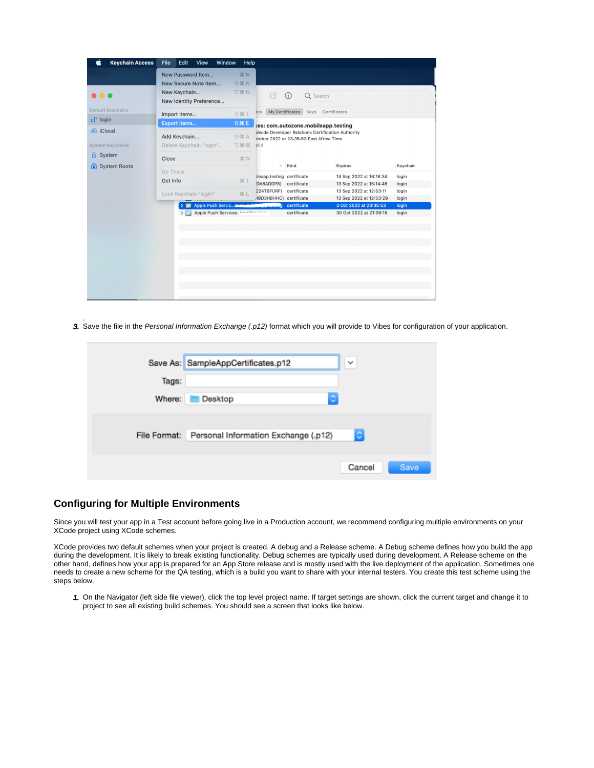3. Save the file in the *Personal Information Exchange (.p12)* format which you will provide to Vibes for configuration of your application.

## Configuring for Multiple Environments

Since you will test your app in a Test account before going live in a Production account, we recommend configuring multiple environments on your XCode project using XCode schemes.

XCode provides two default schemes when your project is created. A debug and a Release scheme. A Debug scheme defines how you build the app during the development. It is likely to break existing functionality. Debug schemes are typically used during development. A Release scheme on the other hand, defines how your app is prepared for an App Store release and is mostly used with the live deployment of the application. Sometimes one needs to create a new scheme for the QA testing, which is a build you want to share with your internal testers. You create this test scheme using the steps below.

1. On the Navigator (left side file viewer), click the top level project name. If target settings are shown, click the current target and change it to project to see all existing build schemes. You should see a screen that looks like below.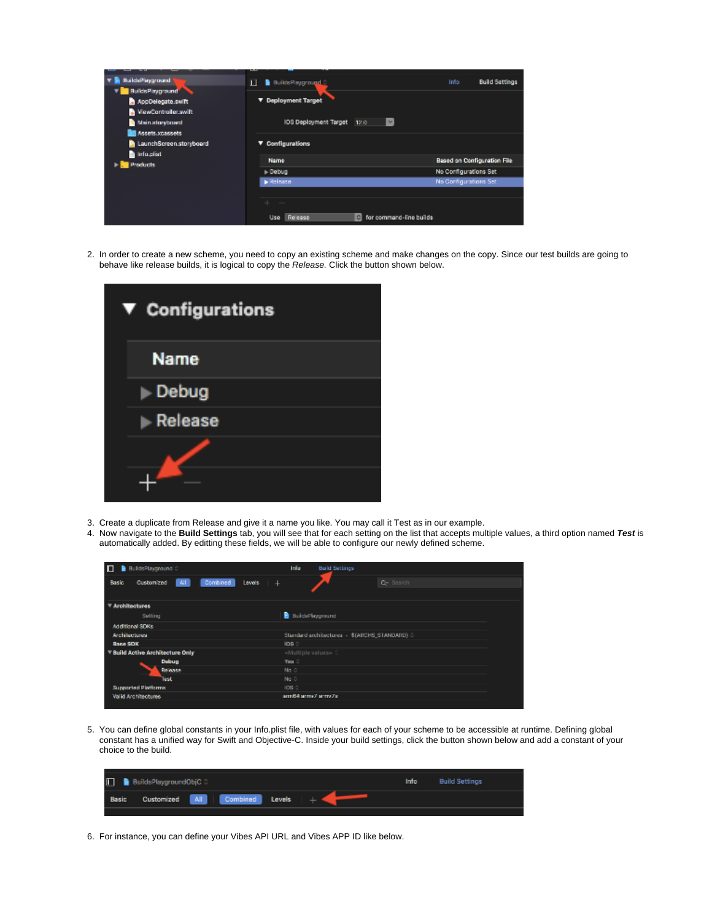2. In order to create a new scheme, you need to copy an existing scheme and make changes on the copy. Since our test builds are going to behave like release builds, it is logical to copy the *Release.* Click the button shown below.

3. Create a duplicate from Release and give it a name you like. You may call it Test as in our example.
4. Now navigate to the **Build Settings** tab, you will see that for each setting on the list that accepts multiple values, a third option named ***Test*** is automatically added. By editting these fields, we will be able to configure our newly defined scheme.

5. You can define global constants in your Info.plist file, with values for each of your scheme to be accessible at runtime. Defining global constant has a unified way for Swift and Objective-C. Inside your build settings, click the button shown below and add a constant of your choice to the build.

6. For instance, you can define your Vibes API URL and Vibes APP ID like below.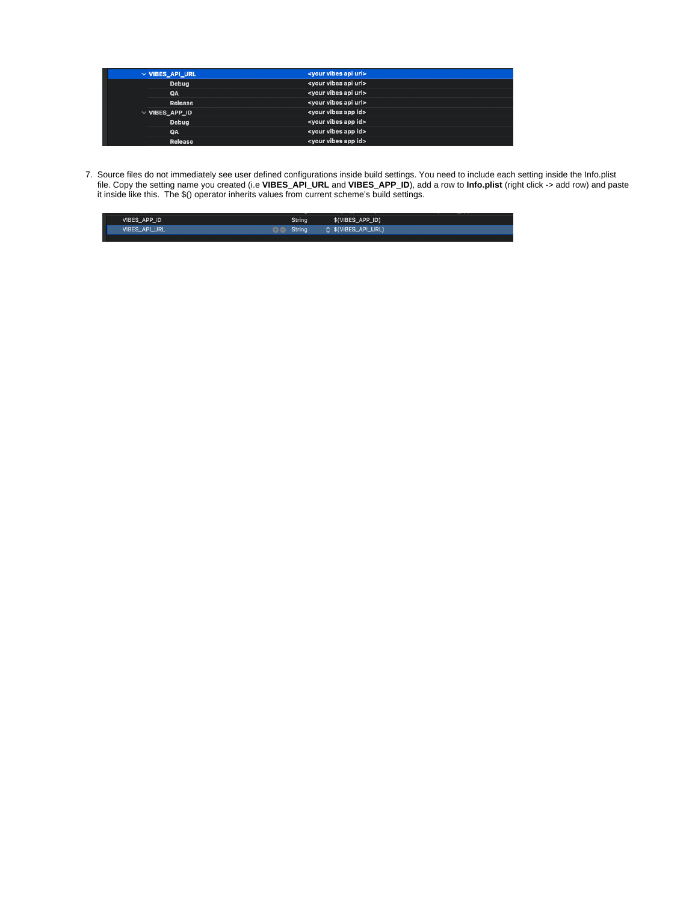| | |
|---|---|
| ∨ VIBES_API_URL | <your vibes api url> |
| Debug | <your vibes api url> |
| QA | <your vibes api url> |
| Release | <your vibes api url> |
| ∨ VIBES_APP_ID | <your vibes app id> |
| Debug | <your vibes app id> |
| QA | <your vibes app id> |
| Release | <your vibes app id> |

7. Source files do not immediately see user defined configurations inside build settings. You need to include each setting inside the Info.plist file. Copy the setting name you created (i.e **VIBES_API_URL** and **VIBES_APP_ID**), add a row to **Info.plist** (right click -> add row) and paste it inside like this. The $() operator inherits values from current scheme's build settings.

| | | |
|---|---|---|
| VIBES_APP_ID | String | $(VIBES_APP_ID) |
| VIBES_API_URL | String | $(VIBES_API_URL) |